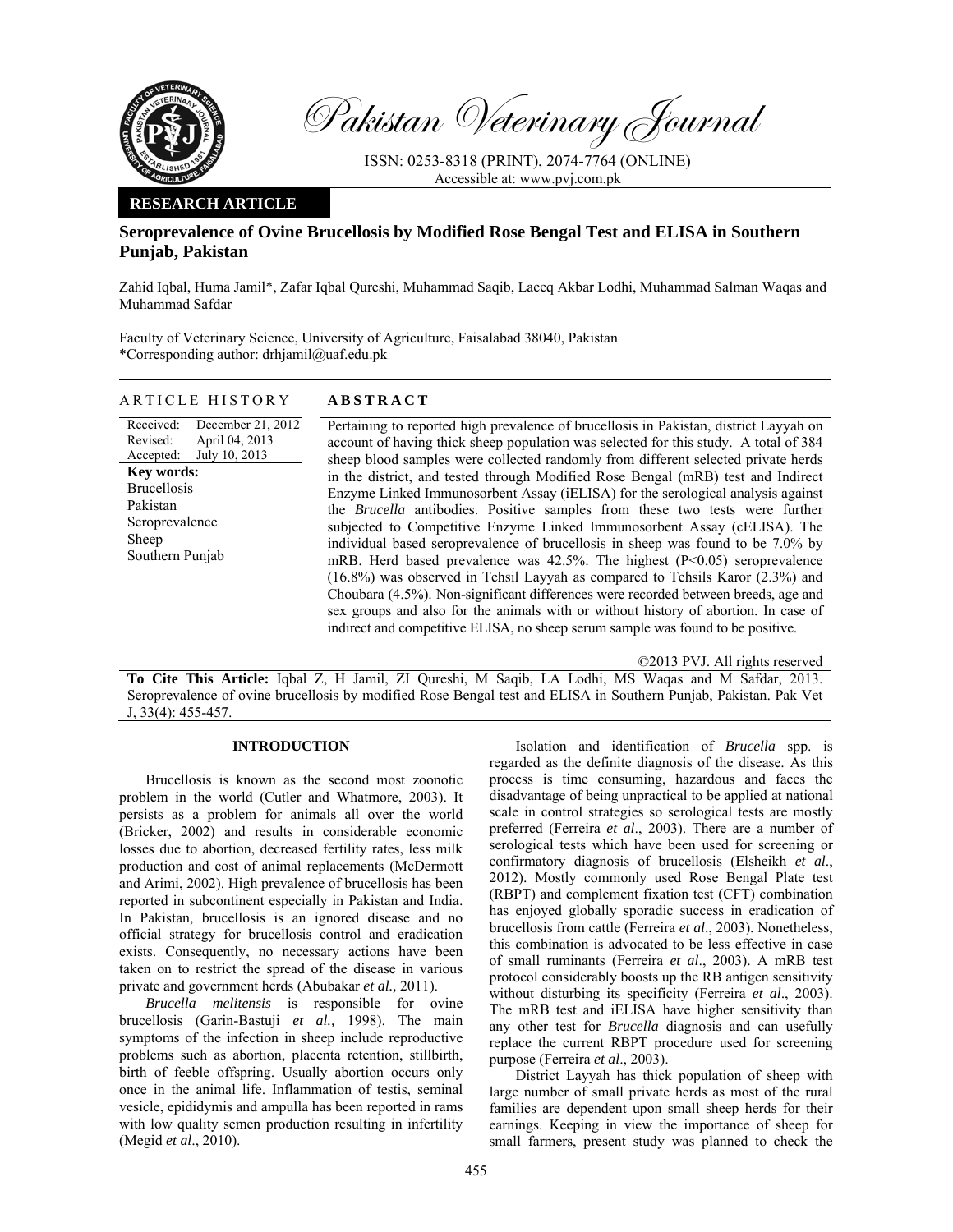**RESEARCH ARTICLE**

# Seroprevalence of Ovine Brucellosis by Modified Rose Bengal Test and ELISA in Southern Punjab, Pakistan

Zahid Iqbal, Huma Jamil*, Zafar Iqbal Qureshi, Muhammad Saqib, Laeeq Akbar Lodhi, Muhammad Salman Waqas and Muhammad Safdar

Faculty of Veterinary Science, University of Agriculture, Faisalabad 38040, Pakistan
*Corresponding author: drhjamil@uaf.edu.pk

## ARTICLE HISTORY

Received: December 21, 2012
Revised: April 04, 2013
Accepted: July 10, 2013

**Key words:**
Brucellosis
Pakistan
Seroprevalence
Sheep
Southern Punjab

## ABSTRACT

Pertaining to reported high prevalence of brucellosis in Pakistan, district Layyah on account of having thick sheep population was selected for this study. A total of 384 sheep blood samples were collected randomly from different selected private herds in the district, and tested through Modified Rose Bengal (mRB) test and Indirect Enzyme Linked Immunosorbent Assay (iELISA) for the serological analysis against the *Brucella* antibodies. Positive samples from these two tests were further subjected to Competitive Enzyme Linked Immunosorbent Assay (cELISA). The individual based seroprevalence of brucellosis in sheep was found to be 7.0% by mRB. Herd based prevalence was 42.5%. The highest ($P<0.05$) seroprevalence (16.8%) was observed in Tehsil Layyah as compared to Tehsils Karor (2.3%) and Choubara (4.5%). Non-significant differences were recorded between breeds, age and sex groups and also for the animals with or without history of abortion. In case of indirect and competitive ELISA, no sheep serum sample was found to be positive.

©2013 PVJ. All rights reserved

**To Cite This Article:** Iqbal Z, H Jamil, ZI Qureshi, M Saqib, LA Lodhi, MS Waqas and M Safdar, 2013. Seroprevalence of ovine brucellosis by modified Rose Bengal test and ELISA in Southern Punjab, Pakistan. Pak Vet J, 33(4): 455-457.

## INTRODUCTION

Brucellosis is known as the second most zoonotic problem in the world (Cutler and Whatmore, 2003). It persists as a problem for animals all over the world (Bricker, 2002) and results in considerable economic losses due to abortion, decreased fertility rates, less milk production and cost of animal replacements (McDermott and Arimi, 2002). High prevalence of brucellosis has been reported in subcontinent especially in Pakistan and India. In Pakistan, brucellosis is an ignored disease and no official strategy for brucellosis control and eradication exists. Consequently, no necessary actions have been taken on to restrict the spread of the disease in various private and government herds (Abubakar *et al.,* 2011).

*Brucella melitensis* is responsible for ovine brucellosis (Garin-Bastuji *et al.,* 1998). The main symptoms of the infection in sheep include reproductive problems such as abortion, placenta retention, stillbirth, birth of feeble offspring. Usually abortion occurs only once in the animal life. Inflammation of testis, seminal vesicle, epididymis and ampulla has been reported in rams with low quality semen production resulting in infertility (Megid *et al*., 2010).

Isolation and identification of *Brucella* spp. is regarded as the definite diagnosis of the disease. As this process is time consuming, hazardous and faces the disadvantage of being unpractical to be applied at national scale in control strategies so serological tests are mostly preferred (Ferreira *et al*., 2003). There are a number of serological tests which have been used for screening or confirmatory diagnosis of brucellosis (Elsheikh *et al*., 2012). Mostly commonly used Rose Bengal Plate test (RBPT) and complement fixation test (CFT) combination has enjoyed globally sporadic success in eradication of brucellosis from cattle (Ferreira *et al*., 2003). Nonetheless, this combination is advocated to be less effective in case of small ruminants (Ferreira *et al*., 2003). A mRB test protocol considerably boosts up the RB antigen sensitivity without disturbing its specificity (Ferreira *et al*., 2003). The mRB test and iELISA have higher sensitivity than any other test for *Brucella* diagnosis and can usefully replace the current RBPT procedure used for screening purpose (Ferreira *et al*., 2003).

District Layyah has thick population of sheep with large number of small private herds as most of the rural families are dependent upon small sheep herds for their earnings. Keeping in view the importance of sheep for small farmers, present study was planned to check the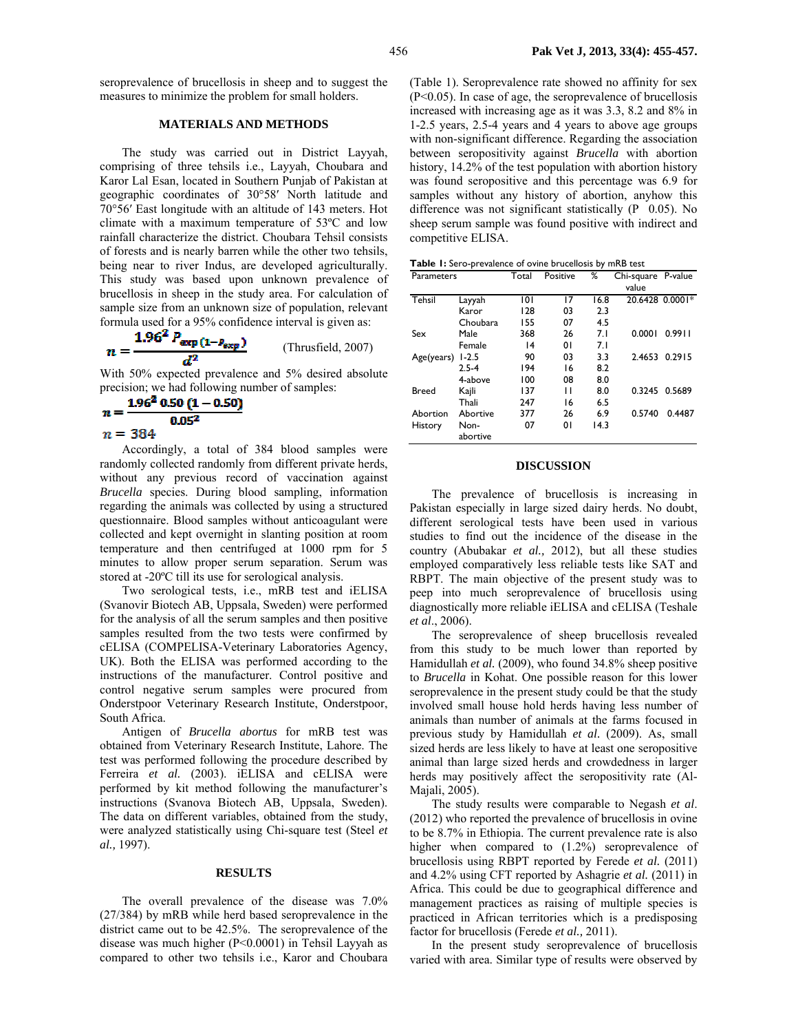seroprevalence of brucellosis in sheep and to suggest the measures to minimize the problem for small holders.

## MATERIALS AND METHODS

The study was carried out in District Layyah, comprising of three tehsils i.e., Layyah, Choubara and Karor Lal Esan, located in Southern Punjab of Pakistan at geographic coordinates of 30°58′ North latitude and 70°56′ East longitude with an altitude of 143 meters. Hot climate with a maximum temperature of 53ºC and low rainfall characterize the district. Choubara Tehsil consists of forests and is nearly barren while the other two tehsils, being near to river Indus, are developed agriculturally. This study was based upon unknown prevalence of brucellosis in sheep in the study area. For calculation of sample size from an unknown size of population, relevant formula used for a 95% confidence interval is given as:

$$n = \frac{1.96^2 \, P_{exp}(1-P_{exp})}{d^2} \qquad \text{(Thrusfield, 2007)}$$

With 50% expected prevalence and 5% desired absolute precision; we had following number of samples:

$$n = \frac{1.96^2 \, 0.50\,(1-0.50)}{0.05^2}$$

$$n = 384$$

Accordingly, a total of 384 blood samples were randomly collected randomly from different private herds, without any previous record of vaccination against *Brucella* species. During blood sampling, information regarding the animals was collected by using a structured questionnaire. Blood samples without anticoagulant were collected and kept overnight in slanting position at room temperature and then centrifuged at 1000 rpm for 5 minutes to allow proper serum separation. Serum was stored at -20ºC till its use for serological analysis.

Two serological tests, i.e., mRB test and iELISA (Svanovir Biotech AB, Uppsala, Sweden) were performed for the analysis of all the serum samples and then positive samples resulted from the two tests were confirmed by cELISA (COMPELISA-Veterinary Laboratories Agency, UK). Both the ELISA was performed according to the instructions of the manufacturer. Control positive and control negative serum samples were procured from Onderstpoor Veterinary Research Institute, Onderstpoor, South Africa.

Antigen of *Brucella abortus* for mRB test was obtained from Veterinary Research Institute, Lahore. The test was performed following the procedure described by Ferreira *et al.* (2003). iELISA and cELISA were performed by kit method following the manufacturer's instructions (Svanova Biotech AB, Uppsala, Sweden). The data on different variables, obtained from the study, were analyzed statistically using Chi-square test (Steel *et al.*, 1997).

## RESULTS

The overall prevalence of the disease was 7.0% (27/384) by mRB while herd based seroprevalence in the district came out to be 42.5%. The seroprevalence of the disease was much higher ($P<0.0001$) in Tehsil Layyah as compared to other two tehsils i.e., Karor and Choubara (Table 1). Seroprevalence rate showed no affinity for sex ($P<0.05$). In case of age, the seroprevalence of brucellosis increased with increasing age as it was 3.3, 8.2 and 8% in 1-2.5 years, 2.5-4 years and 4 years to above age groups with non-significant difference. Regarding the association between seropositivity against *Brucella* with abortion history, 14.2% of the test population with abortion history was found seropositive and this percentage was 6.9 for samples without any history of abortion, anyhow this difference was not significant statistically (P 0.05). No sheep serum sample was found positive with indirect and competitive ELISA.

**Table 1:** Sero-prevalence of ovine brucellosis by mRB test

| Parameters | | Total | Positive | % | Chi-square value | P-value |
|---|---|---|---|---|---|---|
| Tehsil | Layyah | 101 | 17 | 16.8 | 20.6428 | 0.0001* |
| | Karor | 128 | 03 | 2.3 | | |
| | Choubara | 155 | 07 | 4.5 | | |
| Sex | Male | 368 | 26 | 7.1 | 0.0001 | 0.9911 |
| | Female | 14 | 01 | 7.1 | | |
| Age(years) | 1-2.5 | 90 | 03 | 3.3 | 2.4653 | 0.2915 |
| | 2.5-4 | 194 | 16 | 8.2 | | |
| | 4-above | 100 | 08 | 8.0 | | |
| Breed | Kajli | 137 | 11 | 8.0 | 0.3245 | 0.5689 |
| | Thali | 247 | 16 | 6.5 | | |
| Abortion History | Abortive | 377 | 26 | 6.9 | 0.5740 | 0.4487 |
| | Non-abortive | 07 | 01 | 14.3 | | |

## DISCUSSION

The prevalence of brucellosis is increasing in Pakistan especially in large sized dairy herds. No doubt, different serological tests have been used in various studies to find out the incidence of the disease in the country (Abubakar *et al.,* 2012), but all these studies employed comparatively less reliable tests like SAT and RBPT. The main objective of the present study was to peep into much seroprevalence of brucellosis using diagnostically more reliable iELISA and cELISA (Teshale *et al*., 2006).

The seroprevalence of sheep brucellosis revealed from this study to be much lower than reported by Hamidullah *et al.* (2009), who found 34.8% sheep positive to *Brucella* in Kohat. One possible reason for this lower seroprevalence in the present study could be that the study involved small house hold herds having less number of animals than number of animals at the farms focused in previous study by Hamidullah *et al.* (2009). As, small sized herds are less likely to have at least one seropositive animal than large sized herds and crowdedness in larger herds may positively affect the seropositivity rate (Al-Majali, 2005).

The study results were comparable to Negash *et al*. (2012) who reported the prevalence of brucellosis in ovine to be 8.7% in Ethiopia. The current prevalence rate is also higher when compared to (1.2%) seroprevalence of brucellosis using RBPT reported by Ferede *et al.* (2011) and 4.2% using CFT reported by Ashagrie *et al.* (2011) in Africa. This could be due to geographical difference and management practices as raising of multiple species is practiced in African territories which is a predisposing factor for brucellosis (Ferede *et al.,* 2011).

In the present study seroprevalence of brucellosis varied with area. Similar type of results were observed by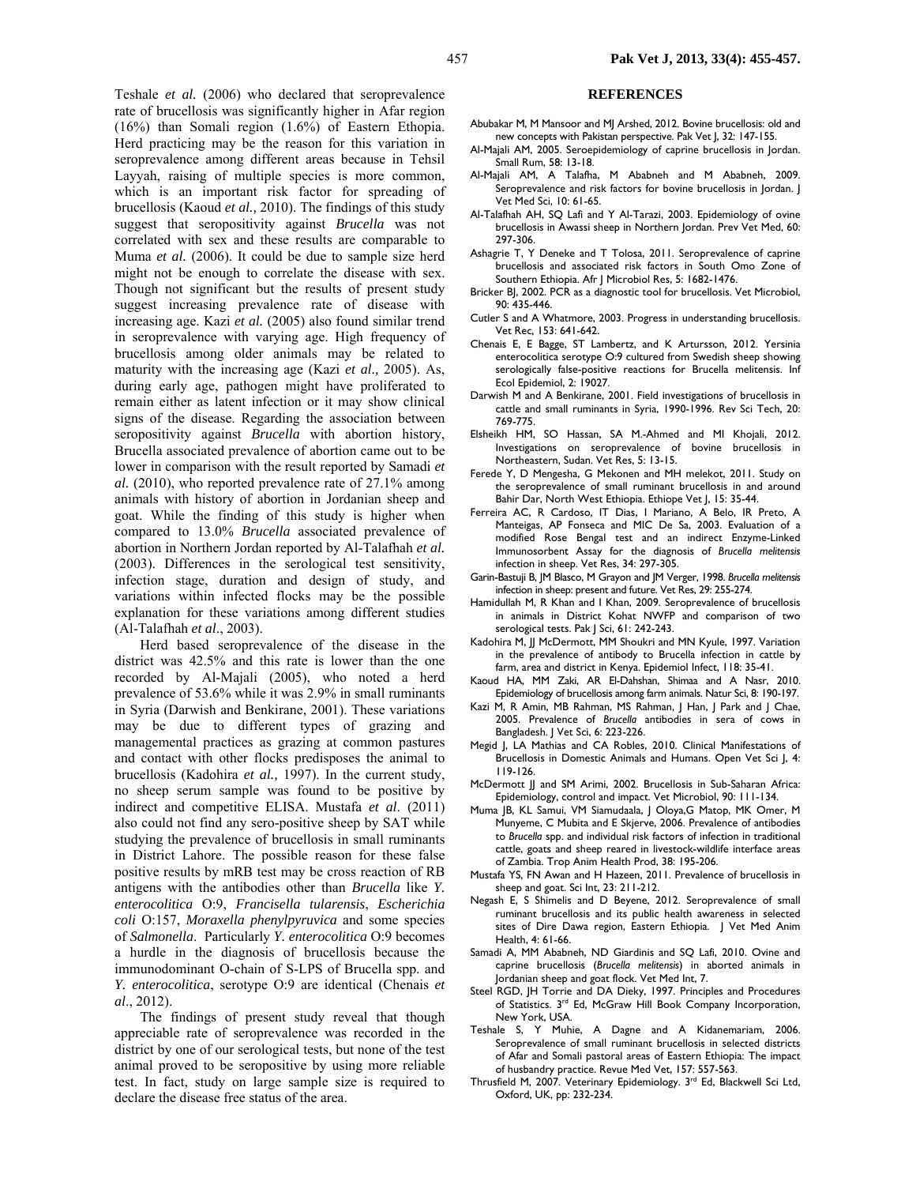Teshale *et al.* (2006) who declared that seroprevalence rate of brucellosis was significantly higher in Afar region (16%) than Somali region (1.6%) of Eastern Ethopia. Herd practicing may be the reason for this variation in seroprevalence among different areas because in Tehsil Layyah, raising of multiple species is more common, which is an important risk factor for spreading of brucellosis (Kaoud *et al.,* 2010). The findings of this study suggest that seropositivity against *Brucella* was not correlated with sex and these results are comparable to Muma *et al.* (2006). It could be due to sample size herd might not be enough to correlate the disease with sex. Though not significant but the results of present study suggest increasing prevalence rate of disease with increasing age. Kazi *et al.* (2005) also found similar trend in seroprevalence with varying age. High frequency of brucellosis among older animals may be related to maturity with the increasing age (Kazi *et al.,* 2005). As, during early age, pathogen might have proliferated to remain either as latent infection or it may show clinical signs of the disease. Regarding the association between seropositivity against *Brucella* with abortion history, Brucella associated prevalence of abortion came out to be lower in comparison with the result reported by Samadi *et al.* (2010), who reported prevalence rate of 27.1% among animals with history of abortion in Jordanian sheep and goat. While the finding of this study is higher when compared to 13.0% *Brucella* associated prevalence of abortion in Northern Jordan reported by Al-Talafhah *et al.* (2003). Differences in the serological test sensitivity, infection stage, duration and design of study, and variations within infected flocks may be the possible explanation for these variations among different studies (Al-Talafhah *et al*., 2003).

Herd based seroprevalence of the disease in the district was 42.5% and this rate is lower than the one recorded by Al-Majali (2005), who noted a herd prevalence of 53.6% while it was 2.9% in small ruminants in Syria (Darwish and Benkirane, 2001). These variations may be due to different types of grazing and managemental practices as grazing at common pastures and contact with other flocks predisposes the animal to brucellosis (Kadohira *et al.,* 1997). In the current study, no sheep serum sample was found to be positive by indirect and competitive ELISA. Mustafa *et al*. (2011) also could not find any sero-positive sheep by SAT while studying the prevalence of brucellosis in small ruminants in District Lahore. The possible reason for these false positive results by mRB test may be cross reaction of RB antigens with the antibodies other than *Brucella* like *Y. enterocolitica* O:9, *Francisella tularensis*, *Escherichia coli* O:157, *Moraxella phenylpyruvica* and some species of *Salmonella*. Particularly *Y. enterocolitica* O:9 becomes a hurdle in the diagnosis of brucellosis because the immunodominant O-chain of S-LPS of Brucella spp. and *Y. enterocolitica*, serotype O:9 are identical (Chenais *et al*., 2012).

The findings of present study reveal that though appreciable rate of seroprevalence was recorded in the district by one of our serological tests, but none of the test animal proved to be seropositive by using more reliable test. In fact, study on large sample size is required to declare the disease free status of the area.

## REFERENCES

Abubakar M, M Mansoor and MJ Arshed, 2012. Bovine brucellosis: old and new concepts with Pakistan perspective. Pak Vet J, 32: 147-155.

Al-Majali AM, 2005. Seroepidemiology of caprine brucellosis in Jordan. Small Rum, 58: 13-18.

Al-Majali AM, A Talafha, M Ababneh and M Ababneh, 2009. Seroprevalence and risk factors for bovine brucellosis in Jordan. J Vet Med Sci, 10: 61-65.

Al-Talafhah AH, SQ Lafi and Y Al-Tarazi, 2003. Epidemiology of ovine brucellosis in Awassi sheep in Northern Jordan. Prev Vet Med, 60: 297-306.

Ashagrie T, Y Deneke and T Tolosa, 2011. Seroprevalence of caprine brucellosis and associated risk factors in South Omo Zone of Southern Ethiopia. Afr J Microbiol Res, 5: 1682-1476.

Bricker BJ, 2002. PCR as a diagnostic tool for brucellosis. Vet Microbiol, 90: 435-446.

Cutler S and A Whatmore, 2003. Progress in understanding brucellosis. Vet Rec, 153: 641-642.

Chenais E, E Bagge, ST Lambertz, and K Artursson, 2012. Yersinia enterocolitica serotype O:9 cultured from Swedish sheep showing serologically false-positive reactions for Brucella melitensis. Inf Ecol Epidemiol, 2: 19027.

Darwish M and A Benkirane, 2001. Field investigations of brucellosis in cattle and small ruminants in Syria, 1990-1996. Rev Sci Tech, 20: 769-775.

Elsheikh HM, SO Hassan, SA M.-Ahmed and MI Khojali, 2012. Investigations on seroprevalence of bovine brucellosis in Northeastern, Sudan. Vet Res, 5: 13-15.

Ferede Y, D Mengesha, G Mekonen and MH melekot, 2011. Study on the seroprevalence of small ruminant brucellosis in and around Bahir Dar, North West Ethiopia. Ethiope Vet J, 15: 35-44.

Ferreira AC, R Cardoso, IT Dias, I Mariano, A Belo, IR Preto, A Manteigas, AP Fonseca and MIC De Sa, 2003. Evaluation of a modified Rose Bengal test and an indirect Enzyme-Linked Immunosorbent Assay for the diagnosis of *Brucella melitensis* infection in sheep. Vet Res, 34: 297-305.

Garin-Bastuji B, JM Blasco, M Grayon and JM Verger, 1998. *Brucella melitensis* infection in sheep: present and future. Vet Res, 29: 255-274.

Hamidullah M, R Khan and I Khan, 2009. Seroprevalence of brucellosis in animals in District Kohat NWFP and comparison of two serological tests. Pak J Sci, 61: 242-243.

Kadohira M, JJ McDermott, MM Shoukri and MN Kyule, 1997. Variation in the prevalence of antibody to Brucella infection in cattle by farm, area and district in Kenya. Epidemiol Infect, 118: 35-41.

Kaoud HA, MM Zaki, AR El-Dahshan, Shimaa and A Nasr, 2010. Epidemiology of brucellosis among farm animals. Natur Sci, 8: 190-197.

Kazi M, R Amin, MB Rahman, MS Rahman, J Han, J Park and J Chae, 2005. Prevalence of *Brucella* antibodies in sera of cows in Bangladesh. J Vet Sci, 6: 223-226.

Megid J, LA Mathias and CA Robles, 2010. Clinical Manifestations of Brucellosis in Domestic Animals and Humans. Open Vet Sci J, 4: 119-126.

McDermott JJ and SM Arimi, 2002. Brucellosis in Sub-Saharan Africa: Epidemiology, control and impact. Vet Microbiol, 90: 111-134.

Muma JB, KL Samui, VM Siamudaala, J Oloya,G Matop, MK Omer, M Munyeme, C Mubita and E Skjerve, 2006. Prevalence of antibodies to *Brucella* spp. and individual risk factors of infection in traditional cattle, goats and sheep reared in livestock-wildlife interface areas of Zambia. Trop Anim Health Prod, 38: 195-206.

Mustafa YS, FN Awan and H Hazeen, 2011. Prevalence of brucellosis in sheep and goat. Sci Int, 23: 211-212.

Negash E, S Shimelis and D Beyene, 2012. Seroprevalence of small ruminant brucellosis and its public health awareness in selected sites of Dire Dawa region, Eastern Ethiopia. J Vet Med Anim Health, 4: 61-66.

Samadi A, MM Ababneh, ND Giardinis and SQ Lafi, 2010. Ovine and caprine brucellosis (*Brucella melitensis*) in aborted animals in Jordanian sheep and goat flock. Vet Med Int, 7.

Steel RGD, JH Torrie and DA Dieky, 1997. Principles and Procedures of Statistics. 3rd Ed, McGraw Hill Book Company Incorporation, New York, USA.

Teshale S, Y Muhie, A Dagne and A Kidanemariam, 2006. Seroprevalence of small ruminant brucellosis in selected districts of Afar and Somali pastoral areas of Eastern Ethiopia: The impact of husbandry practice. Revue Med Vet, 157: 557-563.

Thrusfield M, 2007. Veterinary Epidemiology. 3rd Ed, Blackwell Sci Ltd, Oxford, UK, pp: 232-234.